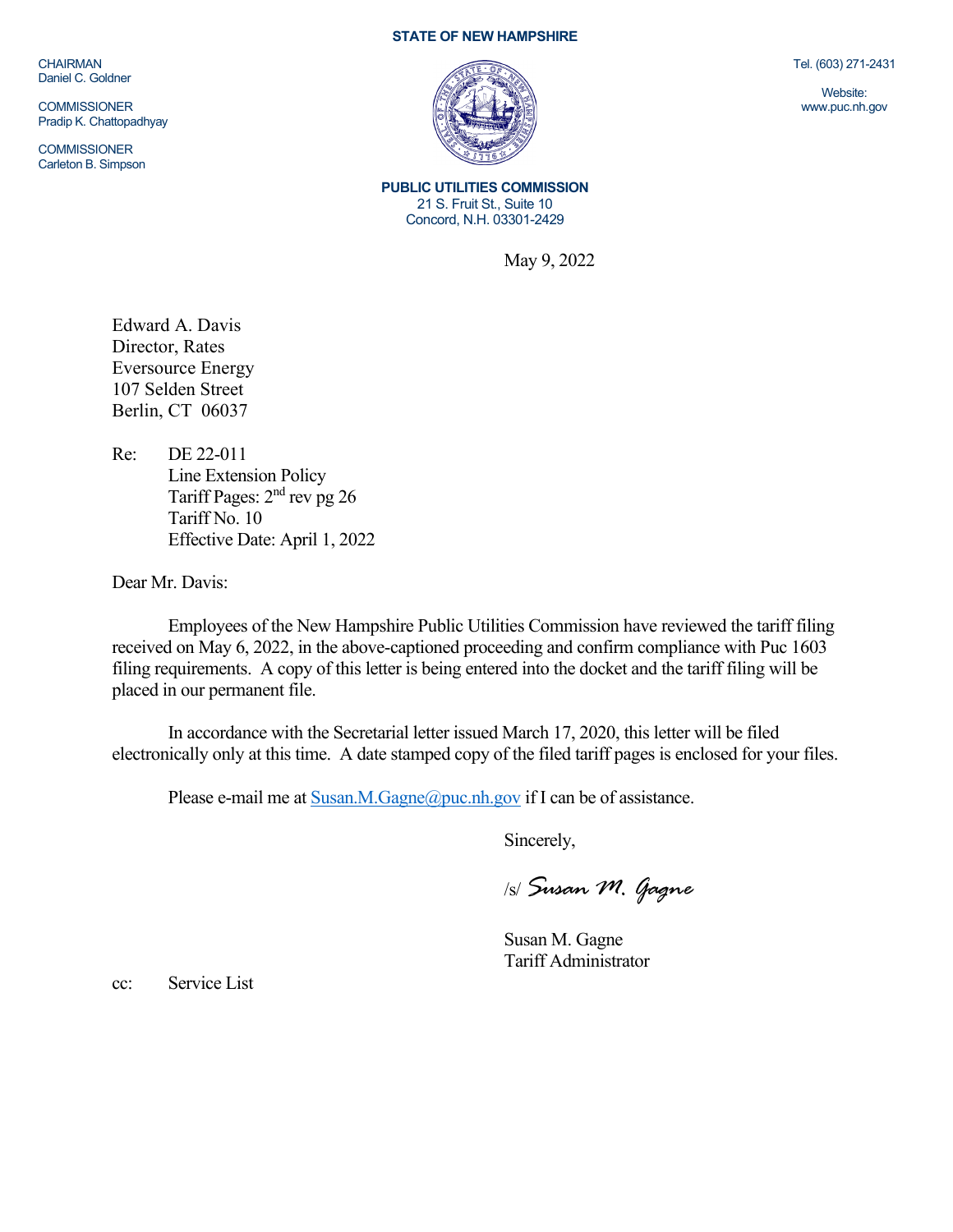**STATE OF NEW HAMPSHIRE**

CHAIRMAN
Daniel C. Goldner

COMMISSIONER
Pradip K. Chattopadhyay

COMMISSIONER
Carleton B. Simpson

Tel. (603) 271-2431

Website:
www.puc.nh.gov

**PUBLIC UTILITIES COMMISSION**
21 S. Fruit St., Suite 10
Concord, N.H. 03301-2429

May 9, 2022

Edward A. Davis
Director, Rates
Eversource Energy
107 Selden Street
Berlin, CT 06037

Re: DE 22-011
Line Extension Policy
Tariff Pages: 2nd rev pg 26
Tariff No. 10
Effective Date: April 1, 2022

Dear Mr. Davis:

Employees of the New Hampshire Public Utilities Commission have reviewed the tariff filing received on May 6, 2022, in the above-captioned proceeding and confirm compliance with Puc 1603 filing requirements. A copy of this letter is being entered into the docket and the tariff filing will be placed in our permanent file.

In accordance with the Secretarial letter issued March 17, 2020, this letter will be filed electronically only at this time. A date stamped copy of the filed tariff pages is enclosed for your files.

Please e-mail me at Susan.M.Gagne@puc.nh.gov if I can be of assistance.

Sincerely,

/s/ *Susan M. Gagne*

Susan M. Gagne
Tariff Administrator

cc: Service List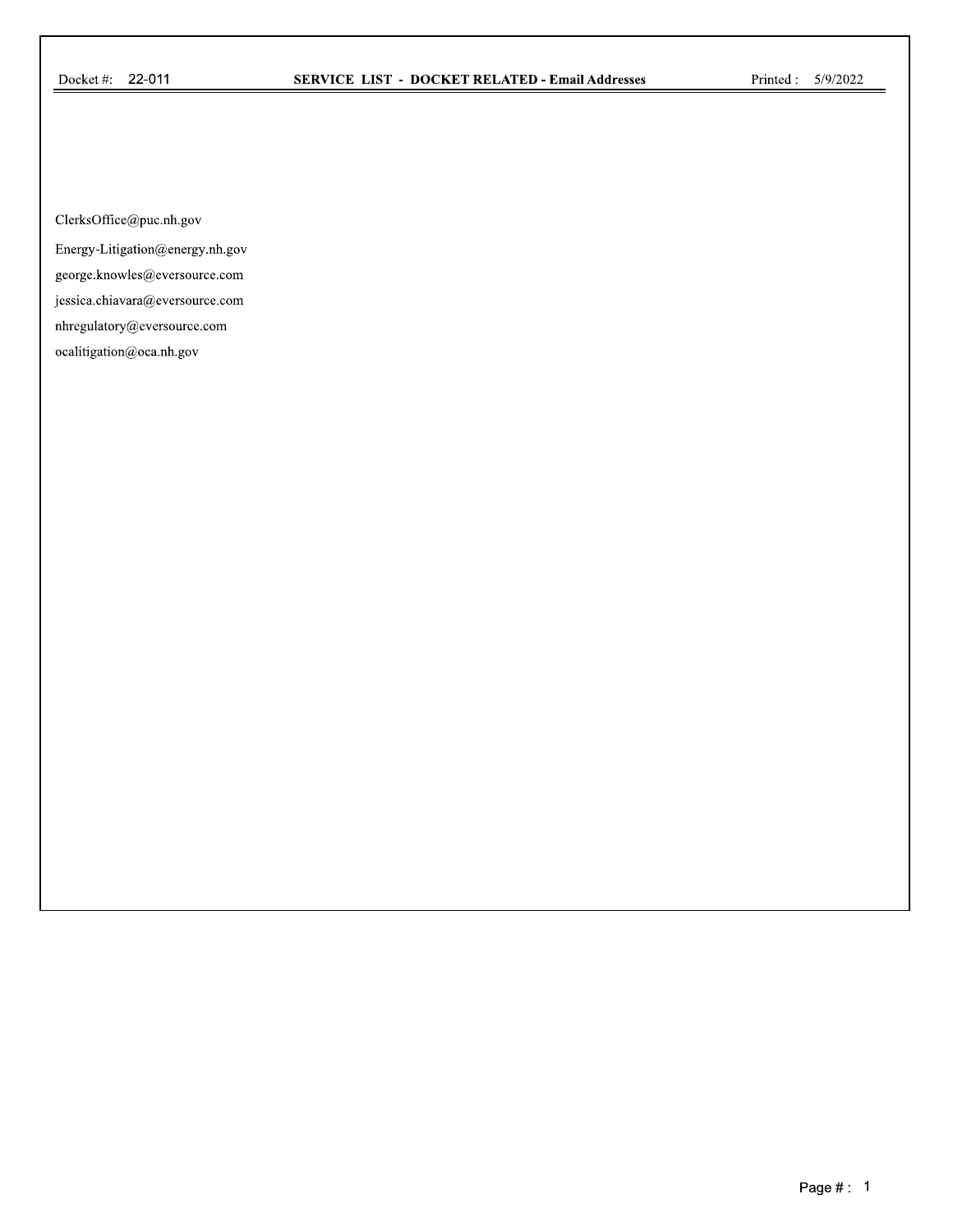Docket #: 22-011 **SERVICE LIST - DOCKET RELATED - Email Addresses** Printed : 5/9/2022

ClerksOffice@puc.nh.gov

Energy-Litigation@energy.nh.gov

george.knowles@eversource.com

jessica.chiavara@eversource.com

nhregulatory@eversource.com

ocalitigation@oca.nh.gov